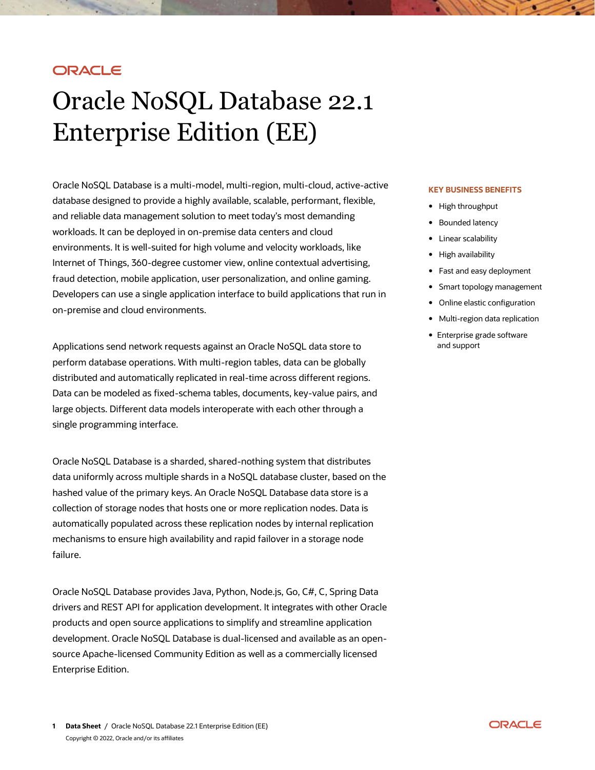# Oracle NoSQL Database 22.1 Enterprise Edition (EE)

Oracle NoSQL Database is a multi-model, multi-region, multi-cloud, active-active database designed to provide a highly available, scalable, performant, flexible, and reliable data management solution to meet today's most demanding workloads. It can be deployed in on-premise data centers and cloud environments. It is well-suited for high volume and velocity workloads, like Internet of Things, 360-degree customer view, online contextual advertising, fraud detection, mobile application, user personalization, and online gaming. Developers can use a single application interface to build applications that run in on-premise and cloud environments.

Applications send network requests against an Oracle NoSQL data store to perform database operations. With multi-region tables, data can be globally distributed and automatically replicated in real-time across different regions. Data can be modeled as fixed-schema tables, documents, key-value pairs, and large objects. Different data models interoperate with each other through a single programming interface.

Oracle NoSQL Database is a sharded, shared-nothing system that distributes data uniformly across multiple shards in a NoSQL database cluster, based on the hashed value of the primary keys. An Oracle NoSQL Database data store is a collection of storage nodes that hosts one or more replication nodes. Data is automatically populated across these replication nodes by internal replication mechanisms to ensure high availability and rapid failover in a storage node failure.

Oracle NoSQL Database provides Java, Python, Node.js, Go, C#, C, Spring Data drivers and REST API for application development. It integrates with other Oracle products and open source applications to simplify and streamline application development. Oracle NoSQL Database is dual-licensed and available as an open-source Apache-licensed Community Edition as well as a commercially licensed Enterprise Edition.

**KEY BUSINESS BENEFITS**

- High throughput
- Bounded latency
- Linear scalability
- High availability
- Fast and easy deployment
- Smart topology management
- Online elastic configuration
- Multi-region data replication
- Enterprise grade software and support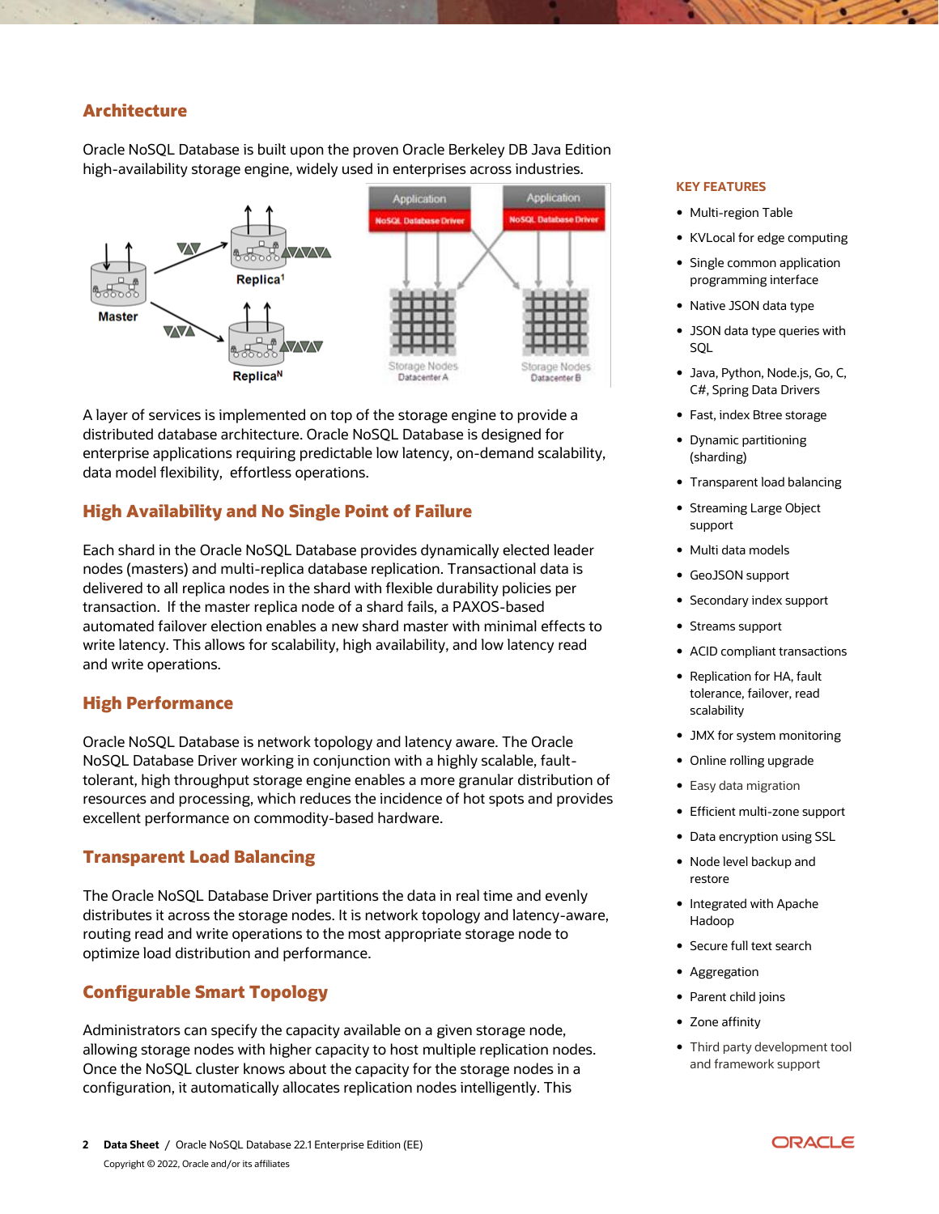## Architecture

Oracle NoSQL Database is built upon the proven Oracle Berkeley DB Java Edition high-availability storage engine, widely used in enterprises across industries.

A layer of services is implemented on top of the storage engine to provide a distributed database architecture. Oracle NoSQL Database is designed for enterprise applications requiring predictable low latency, on-demand scalability, data model flexibility, effortless operations.

## High Availability and No Single Point of Failure

Each shard in the Oracle NoSQL Database provides dynamically elected leader nodes (masters) and multi-replica database replication. Transactional data is delivered to all replica nodes in the shard with flexible durability policies per transaction. If the master replica node of a shard fails, a PAXOS-based automated failover election enables a new shard master with minimal effects to write latency. This allows for scalability, high availability, and low latency read and write operations.

## High Performance

Oracle NoSQL Database is network topology and latency aware. The Oracle NoSQL Database Driver working in conjunction with a highly scalable, fault-tolerant, high throughput storage engine enables a more granular distribution of resources and processing, which reduces the incidence of hot spots and provides excellent performance on commodity-based hardware.

## Transparent Load Balancing

The Oracle NoSQL Database Driver partitions the data in real time and evenly distributes it across the storage nodes. It is network topology and latency-aware, routing read and write operations to the most appropriate storage node to optimize load distribution and performance.

## Configurable Smart Topology

Administrators can specify the capacity available on a given storage node, allowing storage nodes with higher capacity to host multiple replication nodes. Once the NoSQL cluster knows about the capacity for the storage nodes in a configuration, it automatically allocates replication nodes intelligently. This

### KEY FEATURES

- Multi-region Table
- KVLocal for edge computing
- Single common application programming interface
- Native JSON data type
- JSON data type queries with SQL
- Java, Python, Node.js, Go, C, C#, Spring Data Drivers
- Fast, index Btree storage
- Dynamic partitioning (sharding)
- Transparent load balancing
- Streaming Large Object support
- Multi data models
- GeoJSON support
- Secondary index support
- Streams support
- ACID compliant transactions
- Replication for HA, fault tolerance, failover, read scalability
- JMX for system monitoring
- Online rolling upgrade
- Easy data migration
- Efficient multi-zone support
- Data encryption using SSL
- Node level backup and restore
- Integrated with Apache Hadoop
- Secure full text search
- Aggregation
- Parent child joins
- Zone affinity
- Third party development tool and framework support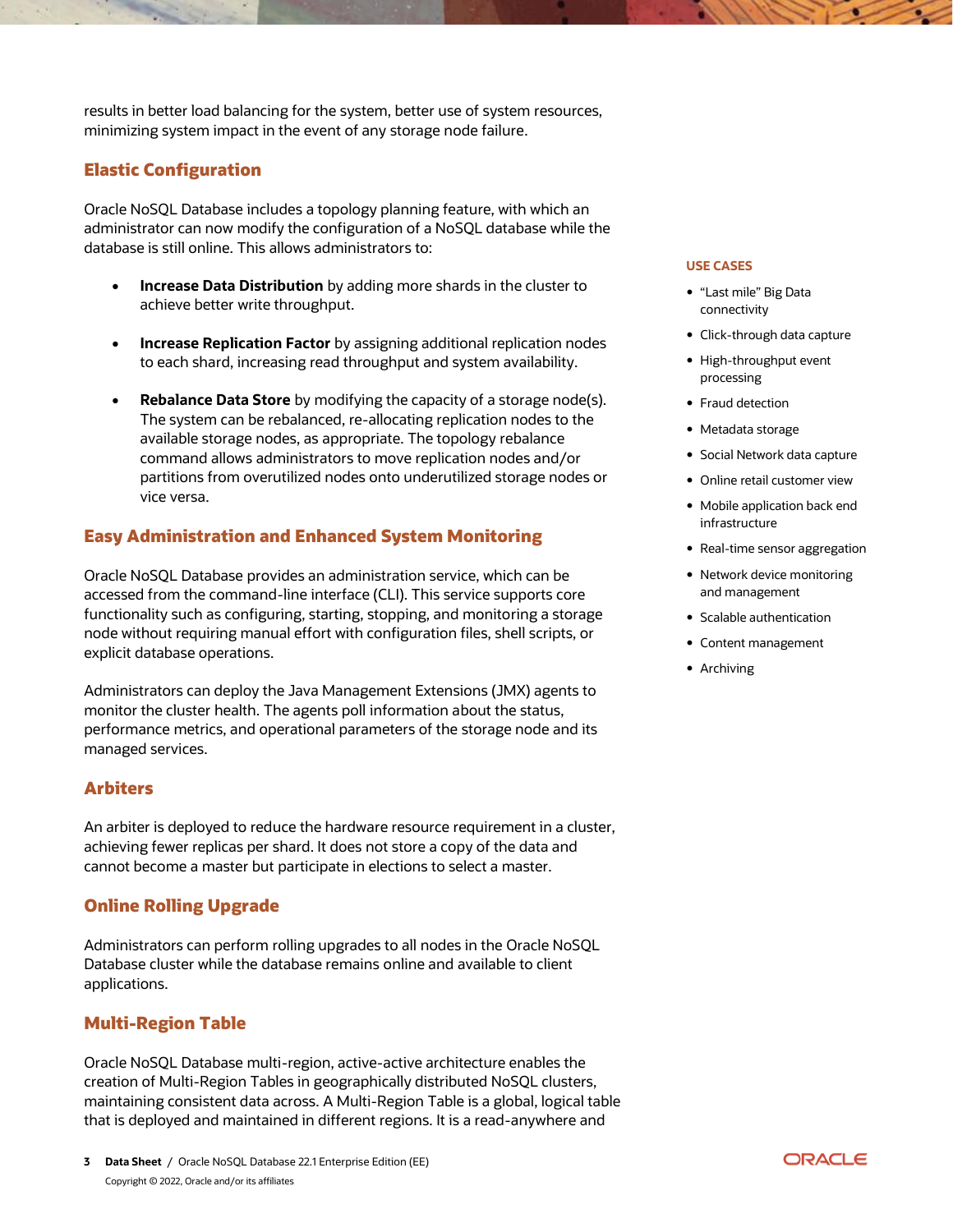results in better load balancing for the system, better use of system resources, minimizing system impact in the event of any storage node failure.

## Elastic Configuration

Oracle NoSQL Database includes a topology planning feature, with which an administrator can now modify the configuration of a NoSQL database while the database is still online. This allows administrators to:

- **Increase Data Distribution** by adding more shards in the cluster to achieve better write throughput.
- **Increase Replication Factor** by assigning additional replication nodes to each shard, increasing read throughput and system availability.
- **Rebalance Data Store** by modifying the capacity of a storage node(s). The system can be rebalanced, re-allocating replication nodes to the available storage nodes, as appropriate. The topology rebalance command allows administrators to move replication nodes and/or partitions from overutilized nodes onto underutilized storage nodes or vice versa.

## Easy Administration and Enhanced System Monitoring

Oracle NoSQL Database provides an administration service, which can be accessed from the command-line interface (CLI). This service supports core functionality such as configuring, starting, stopping, and monitoring a storage node without requiring manual effort with configuration files, shell scripts, or explicit database operations.

Administrators can deploy the Java Management Extensions (JMX) agents to monitor the cluster health. The agents poll information about the status, performance metrics, and operational parameters of the storage node and its managed services.

## Arbiters

An arbiter is deployed to reduce the hardware resource requirement in a cluster, achieving fewer replicas per shard. It does not store a copy of the data and cannot become a master but participate in elections to select a master.

## Online Rolling Upgrade

Administrators can perform rolling upgrades to all nodes in the Oracle NoSQL Database cluster while the database remains online and available to client applications.

## Multi-Region Table

Oracle NoSQL Database multi-region, active-active architecture enables the creation of Multi-Region Tables in geographically distributed NoSQL clusters, maintaining consistent data across. A Multi-Region Table is a global, logical table that is deployed and maintained in different regions. It is a read-anywhere and

### USE CASES

- “Last mile” Big Data connectivity
- Click-through data capture
- High-throughput event processing
- Fraud detection
- Metadata storage
- Social Network data capture
- Online retail customer view
- Mobile application back end infrastructure
- Real-time sensor aggregation
- Network device monitoring and management
- Scalable authentication
- Content management
- Archiving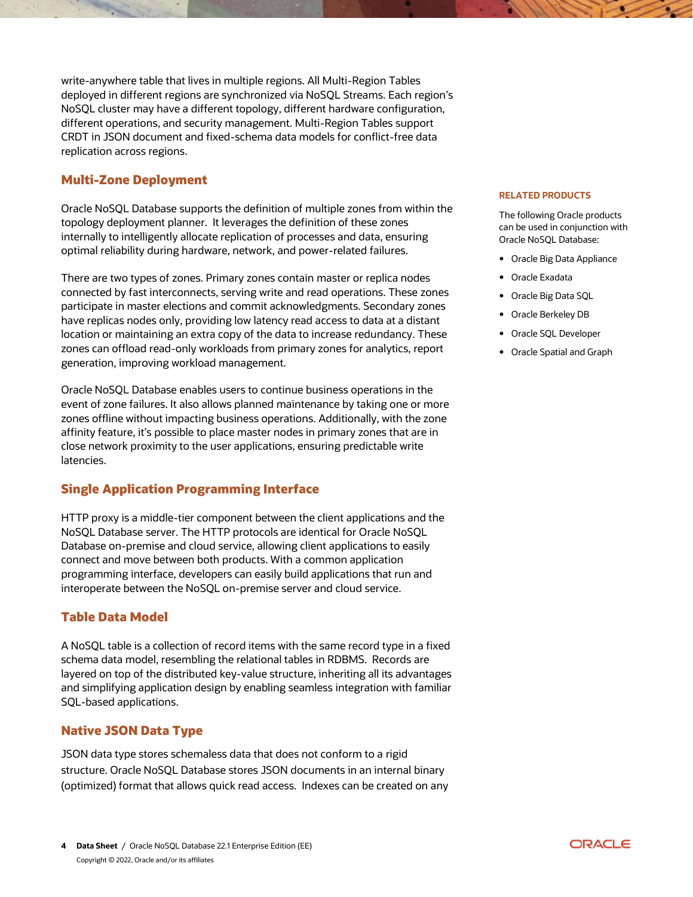write-anywhere table that lives in multiple regions. All Multi-Region Tables deployed in different regions are synchronized via NoSQL Streams. Each region's NoSQL cluster may have a different topology, different hardware configuration, different operations, and security management. Multi-Region Tables support CRDT in JSON document and fixed-schema data models for conflict-free data replication across regions.

## Multi-Zone Deployment

Oracle NoSQL Database supports the definition of multiple zones from within the topology deployment planner. It leverages the definition of these zones internally to intelligently allocate replication of processes and data, ensuring optimal reliability during hardware, network, and power-related failures.

There are two types of zones. Primary zones contain master or replica nodes connected by fast interconnects, serving write and read operations. These zones participate in master elections and commit acknowledgments. Secondary zones have replicas nodes only, providing low latency read access to data at a distant location or maintaining an extra copy of the data to increase redundancy. These zones can offload read-only workloads from primary zones for analytics, report generation, improving workload management.

Oracle NoSQL Database enables users to continue business operations in the event of zone failures. It also allows planned maintenance by taking one or more zones offline without impacting business operations. Additionally, with the zone affinity feature, it's possible to place master nodes in primary zones that are in close network proximity to the user applications, ensuring predictable write latencies.

## Single Application Programming Interface

HTTP proxy is a middle-tier component between the client applications and the NoSQL Database server. The HTTP protocols are identical for Oracle NoSQL Database on-premise and cloud service, allowing client applications to easily connect and move between both products. With a common application programming interface, developers can easily build applications that run and interoperate between the NoSQL on-premise server and cloud service.

## Table Data Model

A NoSQL table is a collection of record items with the same record type in a fixed schema data model, resembling the relational tables in RDBMS. Records are layered on top of the distributed key-value structure, inheriting all its advantages and simplifying application design by enabling seamless integration with familiar SQL-based applications.

## Native JSON Data Type

JSON data type stores schemaless data that does not conform to a rigid structure. Oracle NoSQL Database stores JSON documents in an internal binary (optimized) format that allows quick read access. Indexes can be created on any

**RELATED PRODUCTS**

The following Oracle products can be used in conjunction with Oracle NoSQL Database:

- Oracle Big Data Appliance
- Oracle Exadata
- Oracle Big Data SQL
- Oracle Berkeley DB
- Oracle SQL Developer
- Oracle Spatial and Graph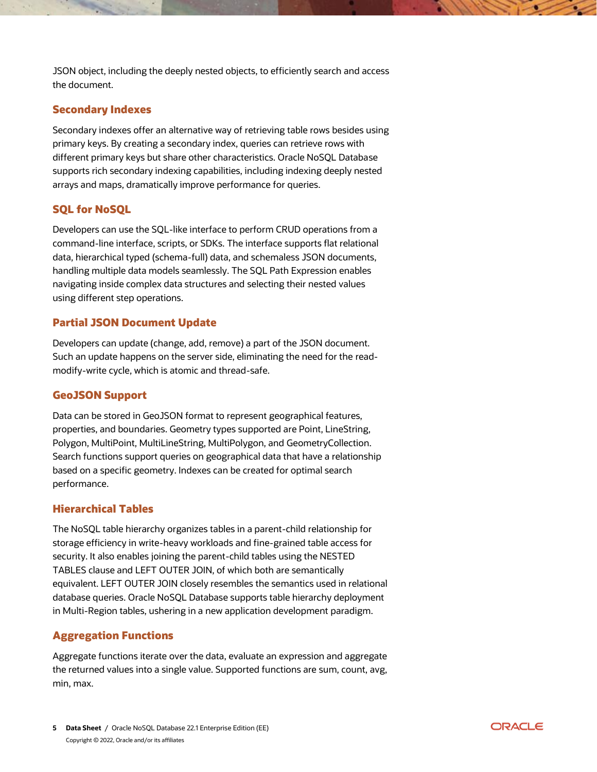JSON object, including the deeply nested objects, to efficiently search and access the document.

### Secondary Indexes

Secondary indexes offer an alternative way of retrieving table rows besides using primary keys. By creating a secondary index, queries can retrieve rows with different primary keys but share other characteristics. Oracle NoSQL Database supports rich secondary indexing capabilities, including indexing deeply nested arrays and maps, dramatically improve performance for queries.

### SQL for NoSQL

Developers can use the SQL-like interface to perform CRUD operations from a command-line interface, scripts, or SDKs. The interface supports flat relational data, hierarchical typed (schema-full) data, and schemaless JSON documents, handling multiple data models seamlessly. The SQL Path Expression enables navigating inside complex data structures and selecting their nested values using different step operations.

### Partial JSON Document Update

Developers can update (change, add, remove) a part of the JSON document. Such an update happens on the server side, eliminating the need for the read-modify-write cycle, which is atomic and thread-safe.

### GeoJSON Support

Data can be stored in GeoJSON format to represent geographical features, properties, and boundaries. Geometry types supported are Point, LineString, Polygon, MultiPoint, MultiLineString, MultiPolygon, and GeometryCollection. Search functions support queries on geographical data that have a relationship based on a specific geometry. Indexes can be created for optimal search performance.

### Hierarchical Tables

The NoSQL table hierarchy organizes tables in a parent-child relationship for storage efficiency in write-heavy workloads and fine-grained table access for security. It also enables joining the parent-child tables using the NESTED TABLES clause and LEFT OUTER JOIN, of which both are semantically equivalent. LEFT OUTER JOIN closely resembles the semantics used in relational database queries. Oracle NoSQL Database supports table hierarchy deployment in Multi-Region tables, ushering in a new application development paradigm.

### Aggregation Functions

Aggregate functions iterate over the data, evaluate an expression and aggregate the returned values into a single value. Supported functions are sum, count, avg, min, max.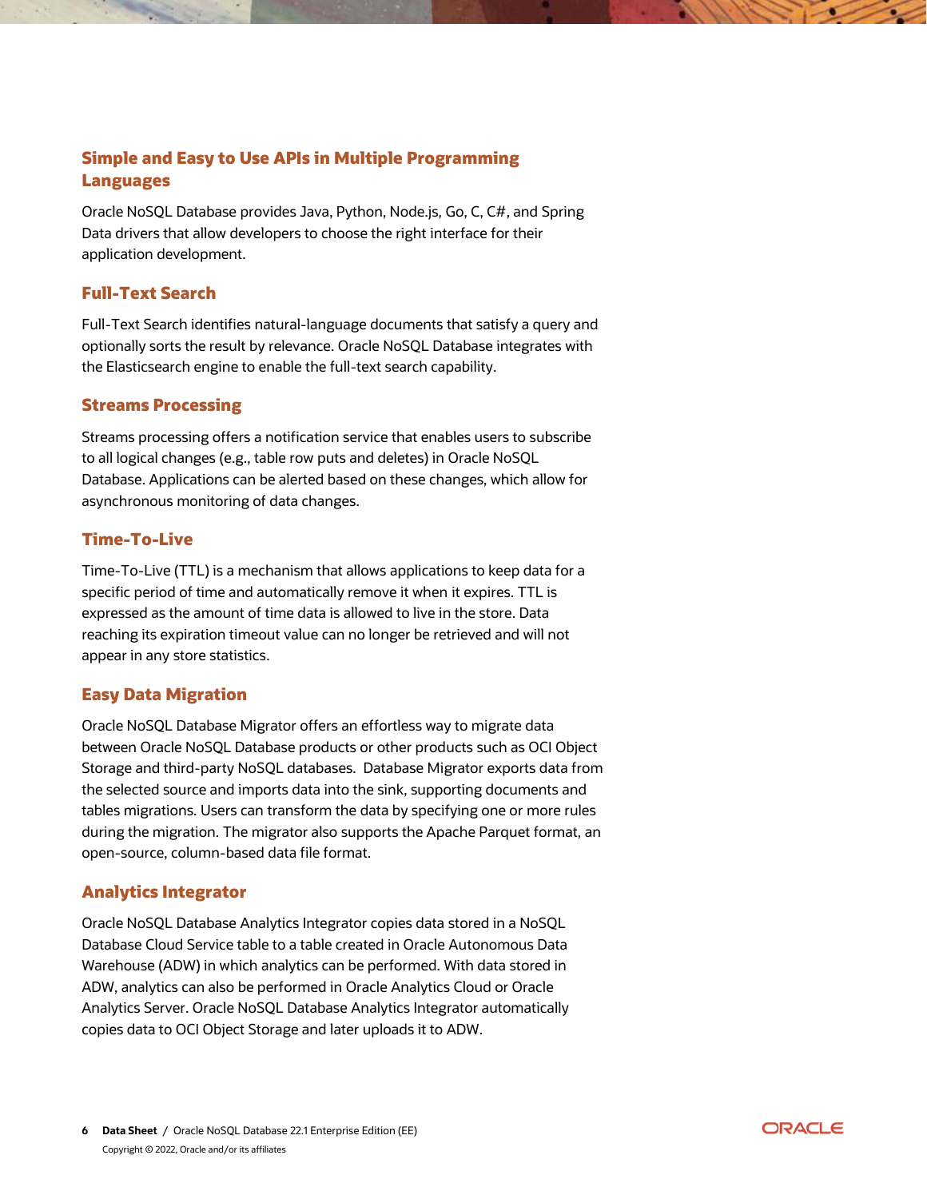## Simple and Easy to Use APIs in Multiple Programming Languages

Oracle NoSQL Database provides Java, Python, Node.js, Go, C, C#, and Spring Data drivers that allow developers to choose the right interface for their application development.

## Full-Text Search

Full-Text Search identifies natural-language documents that satisfy a query and optionally sorts the result by relevance. Oracle NoSQL Database integrates with the Elasticsearch engine to enable the full-text search capability.

## Streams Processing

Streams processing offers a notification service that enables users to subscribe to all logical changes (e.g., table row puts and deletes) in Oracle NoSQL Database. Applications can be alerted based on these changes, which allow for asynchronous monitoring of data changes.

## Time-To-Live

Time-To-Live (TTL) is a mechanism that allows applications to keep data for a specific period of time and automatically remove it when it expires. TTL is expressed as the amount of time data is allowed to live in the store. Data reaching its expiration timeout value can no longer be retrieved and will not appear in any store statistics.

## Easy Data Migration

Oracle NoSQL Database Migrator offers an effortless way to migrate data between Oracle NoSQL Database products or other products such as OCI Object Storage and third-party NoSQL databases. Database Migrator exports data from the selected source and imports data into the sink, supporting documents and tables migrations. Users can transform the data by specifying one or more rules during the migration. The migrator also supports the Apache Parquet format, an open-source, column-based data file format.

## Analytics Integrator

Oracle NoSQL Database Analytics Integrator copies data stored in a NoSQL Database Cloud Service table to a table created in Oracle Autonomous Data Warehouse (ADW) in which analytics can be performed. With data stored in ADW, analytics can also be performed in Oracle Analytics Cloud or Oracle Analytics Server. Oracle NoSQL Database Analytics Integrator automatically copies data to OCI Object Storage and later uploads it to ADW.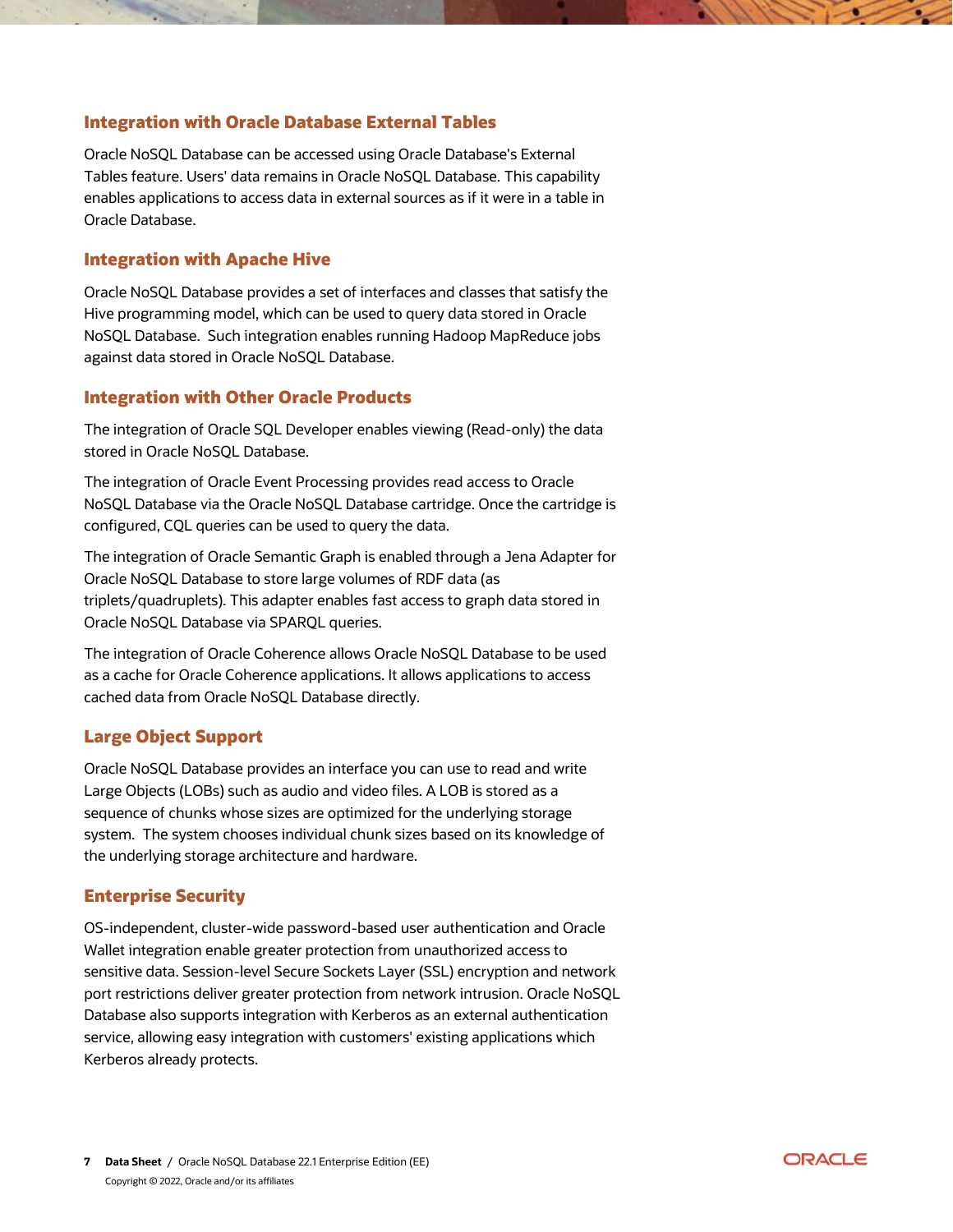### Integration with Oracle Database External Tables

Oracle NoSQL Database can be accessed using Oracle Database's External Tables feature. Users' data remains in Oracle NoSQL Database. This capability enables applications to access data in external sources as if it were in a table in Oracle Database.

### Integration with Apache Hive

Oracle NoSQL Database provides a set of interfaces and classes that satisfy the Hive programming model, which can be used to query data stored in Oracle NoSQL Database.  Such integration enables running Hadoop MapReduce jobs against data stored in Oracle NoSQL Database.

### Integration with Other Oracle Products

The integration of Oracle SQL Developer enables viewing (Read-only) the data stored in Oracle NoSQL Database.

The integration of Oracle Event Processing provides read access to Oracle NoSQL Database via the Oracle NoSQL Database cartridge. Once the cartridge is configured, CQL queries can be used to query the data.

The integration of Oracle Semantic Graph is enabled through a Jena Adapter for Oracle NoSQL Database to store large volumes of RDF data (as triplets/quadruplets). This adapter enables fast access to graph data stored in Oracle NoSQL Database via SPARQL queries.

The integration of Oracle Coherence allows Oracle NoSQL Database to be used as a cache for Oracle Coherence applications. It allows applications to access cached data from Oracle NoSQL Database directly.

### Large Object Support

Oracle NoSQL Database provides an interface you can use to read and write Large Objects (LOBs) such as audio and video files. A LOB is stored as a sequence of chunks whose sizes are optimized for the underlying storage system.  The system chooses individual chunk sizes based on its knowledge of the underlying storage architecture and hardware.

### Enterprise Security

OS-independent, cluster-wide password-based user authentication and Oracle Wallet integration enable greater protection from unauthorized access to sensitive data. Session-level Secure Sockets Layer (SSL) encryption and network port restrictions deliver greater protection from network intrusion. Oracle NoSQL Database also supports integration with Kerberos as an external authentication service, allowing easy integration with customers' existing applications which Kerberos already protects.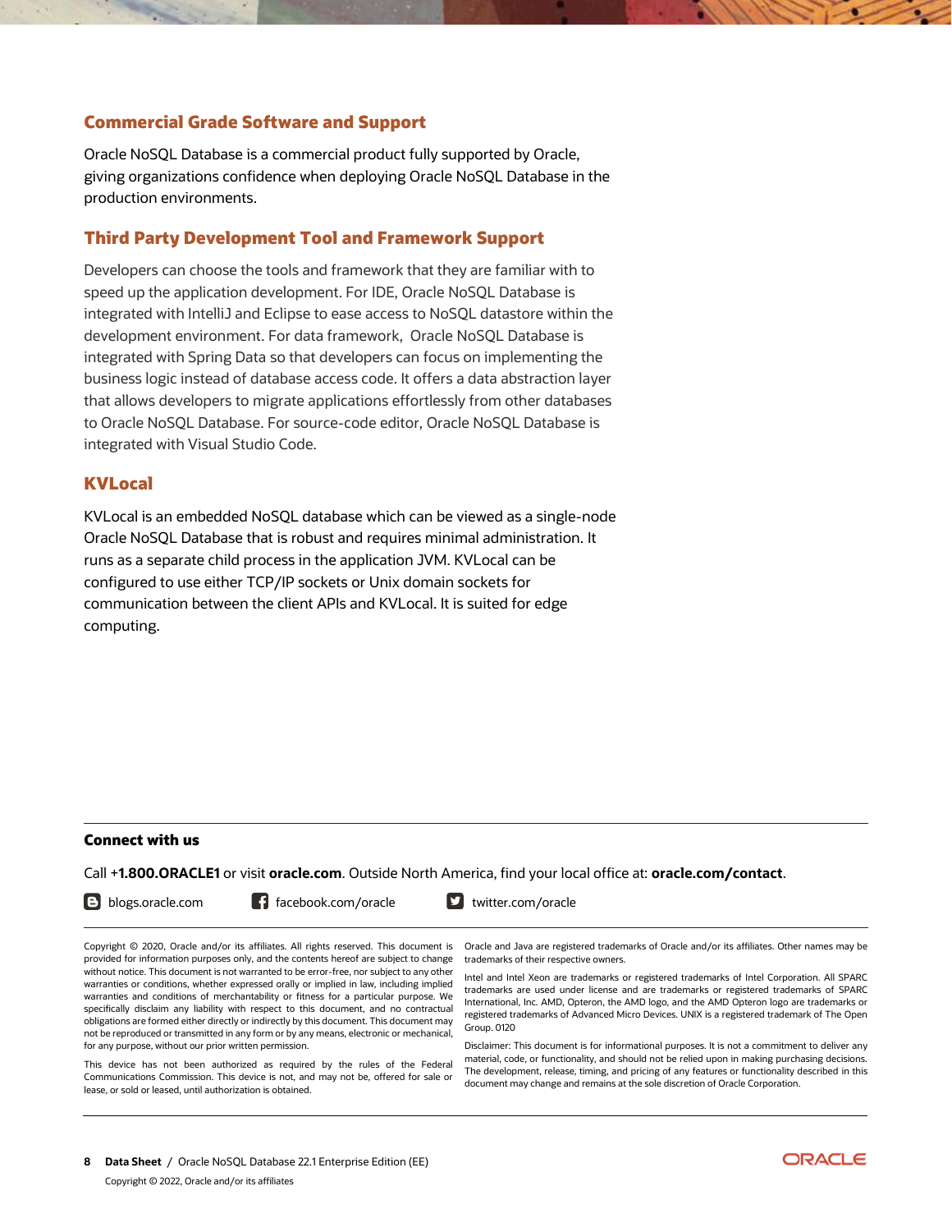## Commercial Grade Software and Support

Oracle NoSQL Database is a commercial product fully supported by Oracle, giving organizations confidence when deploying Oracle NoSQL Database in the production environments.

## Third Party Development Tool and Framework Support

Developers can choose the tools and framework that they are familiar with to speed up the application development. For IDE, Oracle NoSQL Database is integrated with IntelliJ and Eclipse to ease access to NoSQL datastore within the development environment. For data framework, Oracle NoSQL Database is integrated with Spring Data so that developers can focus on implementing the business logic instead of database access code. It offers a data abstraction layer that allows developers to migrate applications effortlessly from other databases to Oracle NoSQL Database. For source-code editor, Oracle NoSQL Database is integrated with Visual Studio Code.

## KVLocal

KVLocal is an embedded NoSQL database which can be viewed as a single-node Oracle NoSQL Database that is robust and requires minimal administration. It runs as a separate child process in the application JVM. KVLocal can be configured to use either TCP/IP sockets or Unix domain sockets for communication between the client APIs and KVLocal. It is suited for edge computing.

**Connect with us**

Call **+1.800.ORACLE1** or visit **oracle.com**. Outside North America, find your local office at: **oracle.com/contact**.

blogs.oracle.com    facebook.com/oracle    twitter.com/oracle

Copyright © 2020, Oracle and/or its affiliates. All rights reserved. This document is provided for information purposes only, and the contents hereof are subject to change without notice. This document is not warranted to be error-free, nor subject to any other warranties or conditions, whether expressed orally or implied in law, including implied warranties and conditions of merchantability or fitness for a particular purpose. We specifically disclaim any liability with respect to this document, and no contractual obligations are formed either directly or indirectly by this document. This document may not be reproduced or transmitted in any form or by any means, electronic or mechanical, for any purpose, without our prior written permission.

This device has not been authorized as required by the rules of the Federal Communications Commission. This device is not, and may not be, offered for sale or lease, or sold or leased, until authorization is obtained.

Oracle and Java are registered trademarks of Oracle and/or its affiliates. Other names may be trademarks of their respective owners.

Intel and Intel Xeon are trademarks or registered trademarks of Intel Corporation. All SPARC trademarks are used under license and are trademarks or registered trademarks of SPARC International, Inc. AMD, Opteron, the AMD logo, and the AMD Opteron logo are trademarks or registered trademarks of Advanced Micro Devices. UNIX is a registered trademark of The Open Group. 0120

Disclaimer: This document is for informational purposes. It is not a commitment to deliver any material, code, or functionality, and should not be relied upon in making purchasing decisions. The development, release, timing, and pricing of any features or functionality described in this document may change and remains at the sole discretion of Oracle Corporation.